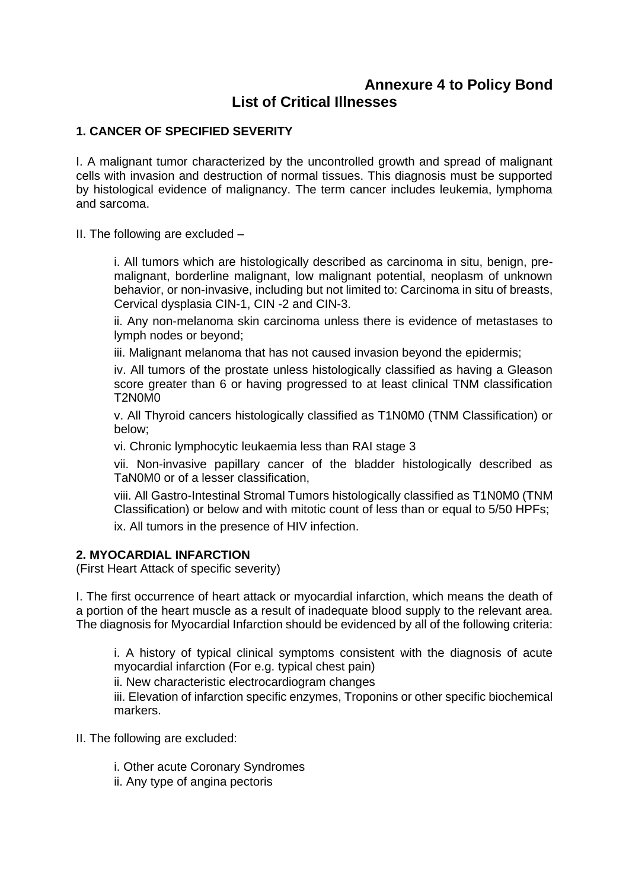# Annexure 4 to Policy Bond

## List of Critical Illnesses

### 1. CANCER OF SPECIFIED SEVERITY

I. A malignant tumor characterized by the uncontrolled growth and spread of malignant cells with invasion and destruction of normal tissues. This diagnosis must be supported by histological evidence of malignancy. The term cancer includes leukemia, lymphoma and sarcoma.

II. The following are excluded –

i. All tumors which are histologically described as carcinoma in situ, benign, pre-malignant, borderline malignant, low malignant potential, neoplasm of unknown behavior, or non-invasive, including but not limited to: Carcinoma in situ of breasts, Cervical dysplasia CIN-1, CIN -2 and CIN-3.

ii. Any non-melanoma skin carcinoma unless there is evidence of metastases to lymph nodes or beyond;

iii. Malignant melanoma that has not caused invasion beyond the epidermis;

iv. All tumors of the prostate unless histologically classified as having a Gleason score greater than 6 or having progressed to at least clinical TNM classification T2N0M0

v. All Thyroid cancers histologically classified as T1N0M0 (TNM Classification) or below;

vi. Chronic lymphocytic leukaemia less than RAI stage 3

vii. Non-invasive papillary cancer of the bladder histologically described as TaN0M0 or of a lesser classification,

viii. All Gastro-Intestinal Stromal Tumors histologically classified as T1N0M0 (TNM Classification) or below and with mitotic count of less than or equal to 5/50 HPFs;

ix. All tumors in the presence of HIV infection.

### 2. MYOCARDIAL INFARCTION

(First Heart Attack of specific severity)

I. The first occurrence of heart attack or myocardial infarction, which means the death of a portion of the heart muscle as a result of inadequate blood supply to the relevant area. The diagnosis for Myocardial Infarction should be evidenced by all of the following criteria:

i. A history of typical clinical symptoms consistent with the diagnosis of acute myocardial infarction (For e.g. typical chest pain)

ii. New characteristic electrocardiogram changes

iii. Elevation of infarction specific enzymes, Troponins or other specific biochemical markers.

II. The following are excluded:

i. Other acute Coronary Syndromes

ii. Any type of angina pectoris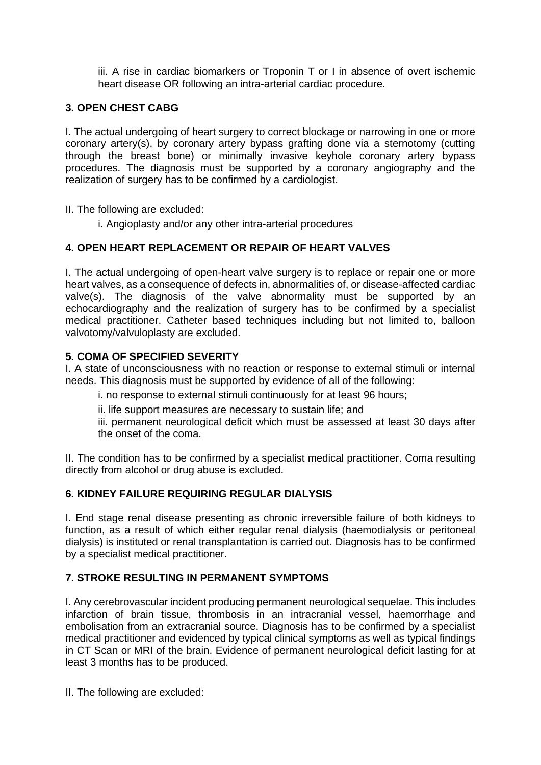iii. A rise in cardiac biomarkers or Troponin T or I in absence of overt ischemic heart disease OR following an intra-arterial cardiac procedure.

### 3. OPEN CHEST CABG

I. The actual undergoing of heart surgery to correct blockage or narrowing in one or more coronary artery(s), by coronary artery bypass grafting done via a sternotomy (cutting through the breast bone) or minimally invasive keyhole coronary artery bypass procedures. The diagnosis must be supported by a coronary angiography and the realization of surgery has to be confirmed by a cardiologist.

II. The following are excluded:

i. Angioplasty and/or any other intra-arterial procedures

### 4. OPEN HEART REPLACEMENT OR REPAIR OF HEART VALVES

I. The actual undergoing of open-heart valve surgery is to replace or repair one or more heart valves, as a consequence of defects in, abnormalities of, or disease-affected cardiac valve(s). The diagnosis of the valve abnormality must be supported by an echocardiography and the realization of surgery has to be confirmed by a specialist medical practitioner. Catheter based techniques including but not limited to, balloon valvotomy/valvuloplasty are excluded.

### 5. COMA OF SPECIFIED SEVERITY

I. A state of unconsciousness with no reaction or response to external stimuli or internal needs. This diagnosis must be supported by evidence of all of the following:

i. no response to external stimuli continuously for at least 96 hours;

ii. life support measures are necessary to sustain life; and

iii. permanent neurological deficit which must be assessed at least 30 days after the onset of the coma.

II. The condition has to be confirmed by a specialist medical practitioner. Coma resulting directly from alcohol or drug abuse is excluded.

### 6. KIDNEY FAILURE REQUIRING REGULAR DIALYSIS

I. End stage renal disease presenting as chronic irreversible failure of both kidneys to function, as a result of which either regular renal dialysis (haemodialysis or peritoneal dialysis) is instituted or renal transplantation is carried out. Diagnosis has to be confirmed by a specialist medical practitioner.

### 7. STROKE RESULTING IN PERMANENT SYMPTOMS

I. Any cerebrovascular incident producing permanent neurological sequelae. This includes infarction of brain tissue, thrombosis in an intracranial vessel, haemorrhage and embolisation from an extracranial source. Diagnosis has to be confirmed by a specialist medical practitioner and evidenced by typical clinical symptoms as well as typical findings in CT Scan or MRI of the brain. Evidence of permanent neurological deficit lasting for at least 3 months has to be produced.

II. The following are excluded: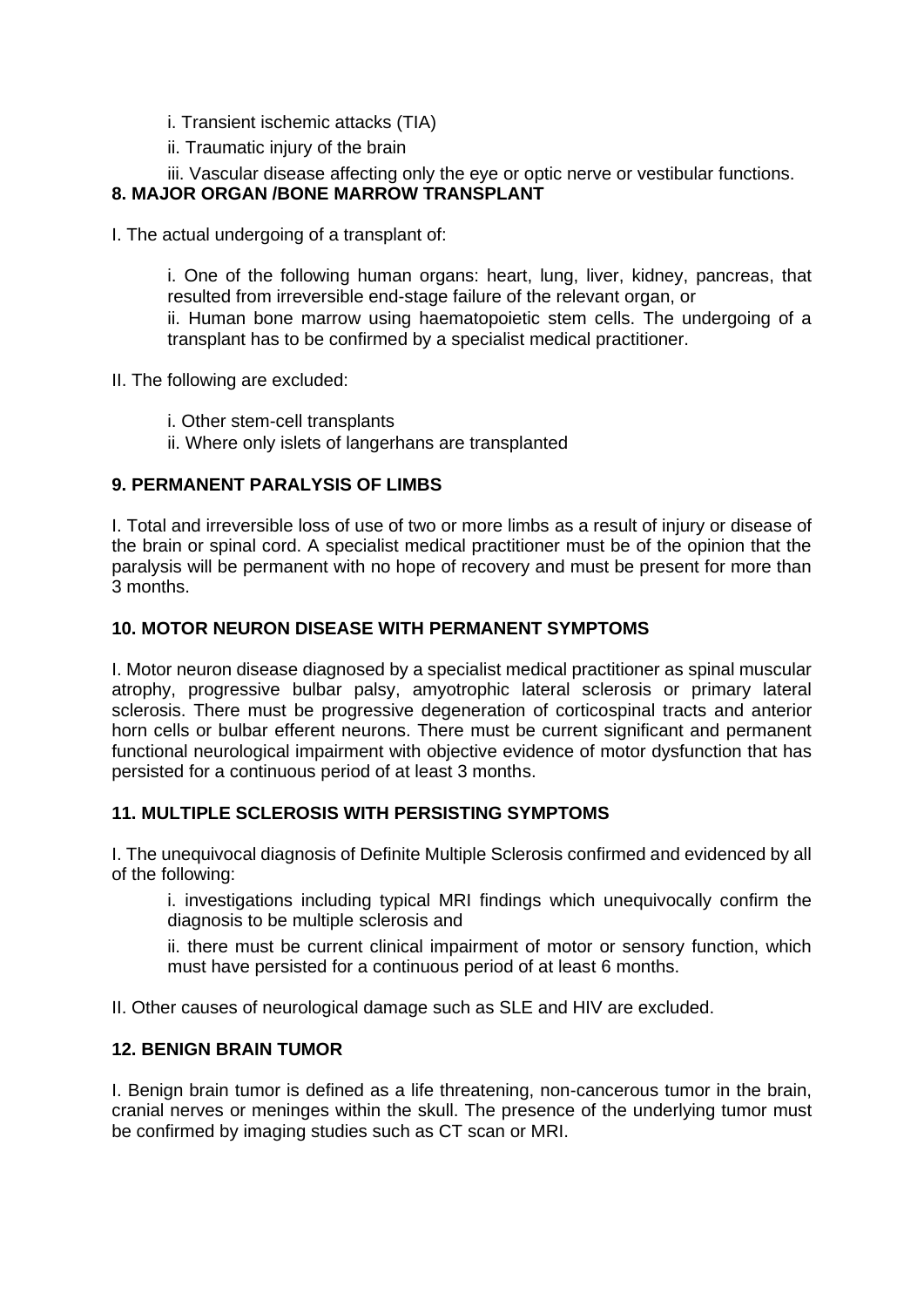i. Transient ischemic attacks (TIA)

ii. Traumatic injury of the brain

iii. Vascular disease affecting only the eye or optic nerve or vestibular functions.

**8. MAJOR ORGAN /BONE MARROW TRANSPLANT**

I. The actual undergoing of a transplant of:

i. One of the following human organs: heart, lung, liver, kidney, pancreas, that resulted from irreversible end-stage failure of the relevant organ, or

ii. Human bone marrow using haematopoietic stem cells. The undergoing of a transplant has to be confirmed by a specialist medical practitioner.

II. The following are excluded:

i. Other stem-cell transplants

ii. Where only islets of langerhans are transplanted

**9. PERMANENT PARALYSIS OF LIMBS**

I. Total and irreversible loss of use of two or more limbs as a result of injury or disease of the brain or spinal cord. A specialist medical practitioner must be of the opinion that the paralysis will be permanent with no hope of recovery and must be present for more than 3 months.

**10. MOTOR NEURON DISEASE WITH PERMANENT SYMPTOMS**

I. Motor neuron disease diagnosed by a specialist medical practitioner as spinal muscular atrophy, progressive bulbar palsy, amyotrophic lateral sclerosis or primary lateral sclerosis. There must be progressive degeneration of corticospinal tracts and anterior horn cells or bulbar efferent neurons. There must be current significant and permanent functional neurological impairment with objective evidence of motor dysfunction that has persisted for a continuous period of at least 3 months.

**11. MULTIPLE SCLEROSIS WITH PERSISTING SYMPTOMS**

I. The unequivocal diagnosis of Definite Multiple Sclerosis confirmed and evidenced by all of the following:

i. investigations including typical MRI findings which unequivocally confirm the diagnosis to be multiple sclerosis and

ii. there must be current clinical impairment of motor or sensory function, which must have persisted for a continuous period of at least 6 months.

II. Other causes of neurological damage such as SLE and HIV are excluded.

**12. BENIGN BRAIN TUMOR**

I. Benign brain tumor is defined as a life threatening, non-cancerous tumor in the brain, cranial nerves or meninges within the skull. The presence of the underlying tumor must be confirmed by imaging studies such as CT scan or MRI.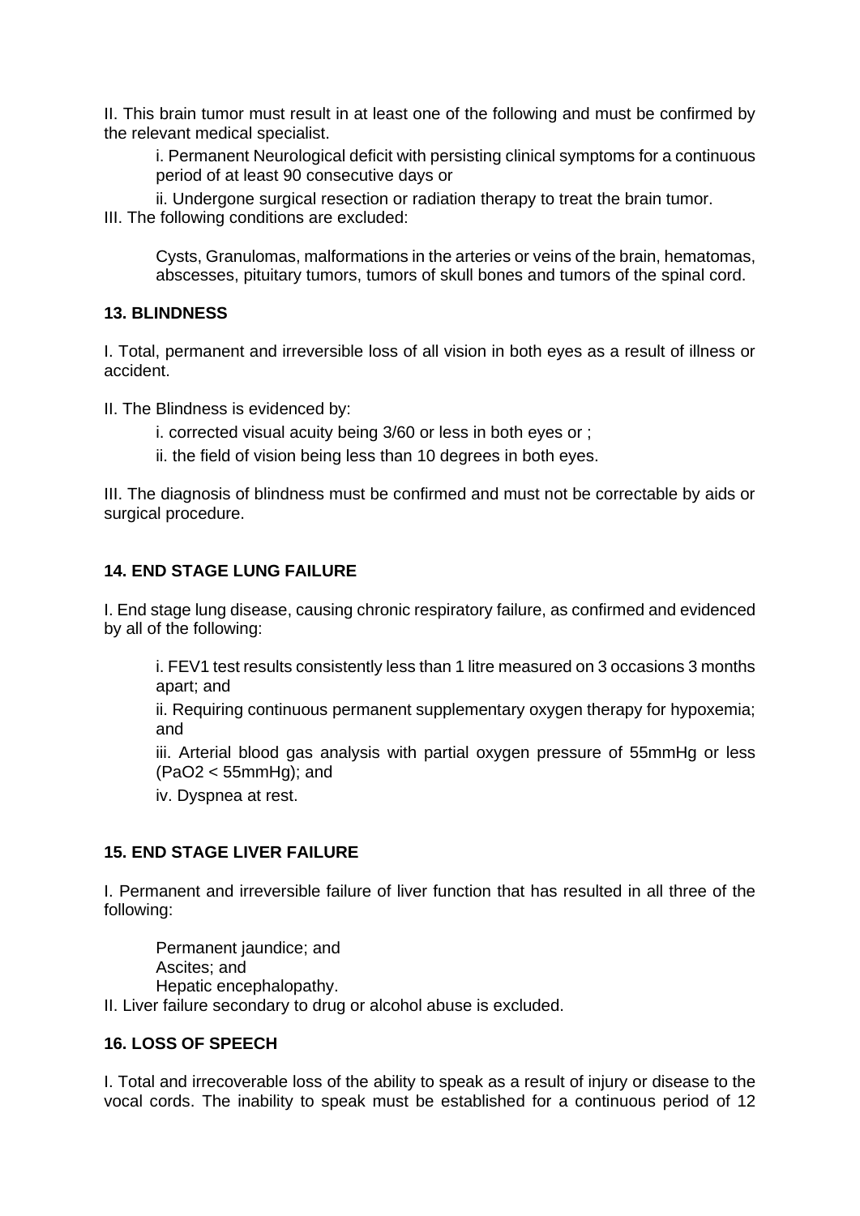II. This brain tumor must result in at least one of the following and must be confirmed by the relevant medical specialist.

i. Permanent Neurological deficit with persisting clinical symptoms for a continuous period of at least 90 consecutive days or

ii. Undergone surgical resection or radiation therapy to treat the brain tumor.

III. The following conditions are excluded:

Cysts, Granulomas, malformations in the arteries or veins of the brain, hematomas, abscesses, pituitary tumors, tumors of skull bones and tumors of the spinal cord.

**13. BLINDNESS**

I. Total, permanent and irreversible loss of all vision in both eyes as a result of illness or accident.

II. The Blindness is evidenced by:

i. corrected visual acuity being 3/60 or less in both eyes or ;

ii. the field of vision being less than 10 degrees in both eyes.

III. The diagnosis of blindness must be confirmed and must not be correctable by aids or surgical procedure.

**14. END STAGE LUNG FAILURE**

I. End stage lung disease, causing chronic respiratory failure, as confirmed and evidenced by all of the following:

i. FEV1 test results consistently less than 1 litre measured on 3 occasions 3 months apart; and

ii. Requiring continuous permanent supplementary oxygen therapy for hypoxemia; and

iii. Arterial blood gas analysis with partial oxygen pressure of 55mmHg or less ($PaO_2 < 55mmHg$); and

iv. Dyspnea at rest.

**15. END STAGE LIVER FAILURE**

I. Permanent and irreversible failure of liver function that has resulted in all three of the following:

Permanent jaundice; and
Ascites; and
Hepatic encephalopathy.

II. Liver failure secondary to drug or alcohol abuse is excluded.

**16. LOSS OF SPEECH**

I. Total and irrecoverable loss of the ability to speak as a result of injury or disease to the vocal cords. The inability to speak must be established for a continuous period of 12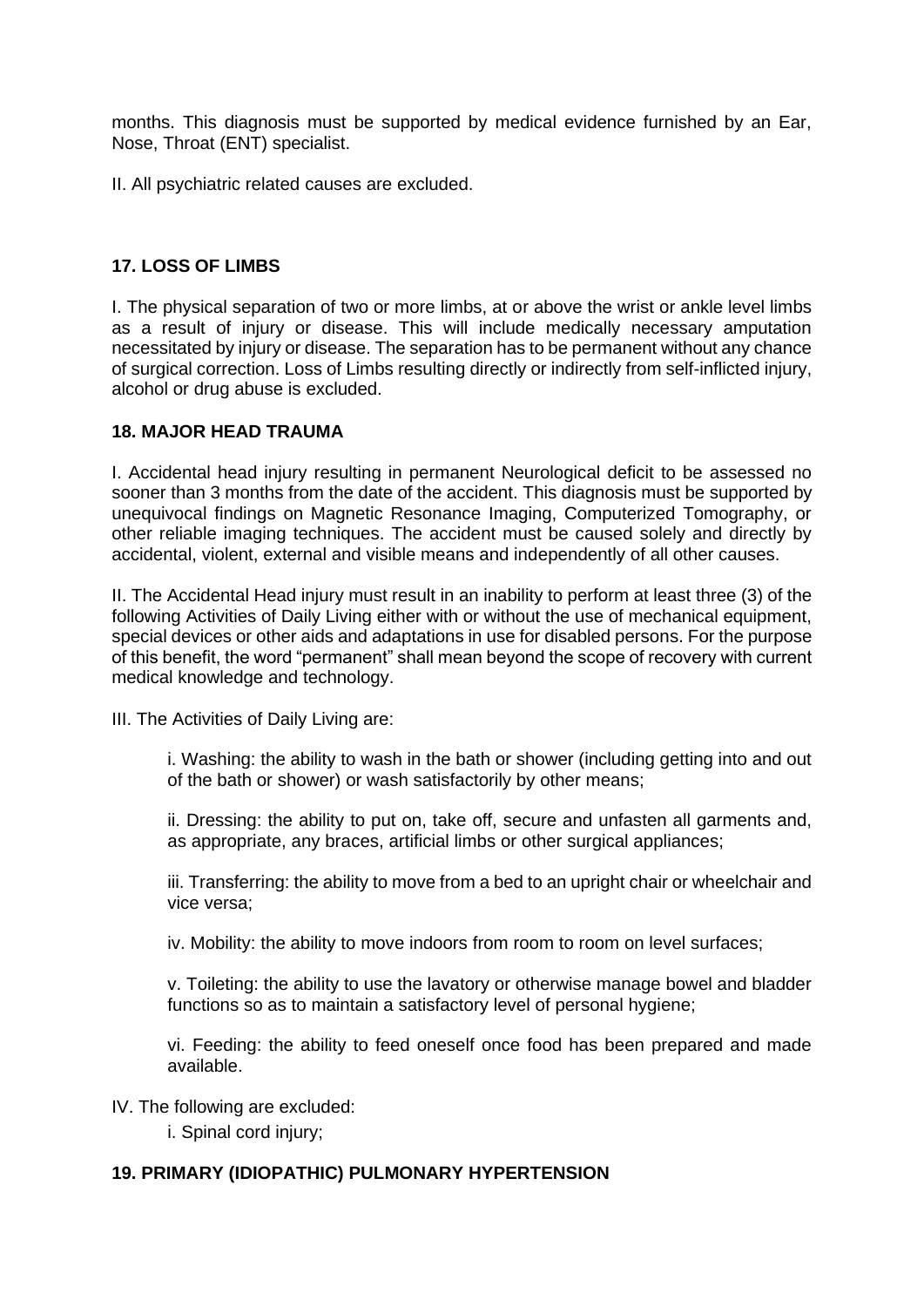months. This diagnosis must be supported by medical evidence furnished by an Ear, Nose, Throat (ENT) specialist.

II. All psychiatric related causes are excluded.

### 17. LOSS OF LIMBS

I. The physical separation of two or more limbs, at or above the wrist or ankle level limbs as a result of injury or disease. This will include medically necessary amputation necessitated by injury or disease. The separation has to be permanent without any chance of surgical correction. Loss of Limbs resulting directly or indirectly from self-inflicted injury, alcohol or drug abuse is excluded.

### 18. MAJOR HEAD TRAUMA

I. Accidental head injury resulting in permanent Neurological deficit to be assessed no sooner than 3 months from the date of the accident. This diagnosis must be supported by unequivocal findings on Magnetic Resonance Imaging, Computerized Tomography, or other reliable imaging techniques. The accident must be caused solely and directly by accidental, violent, external and visible means and independently of all other causes.

II. The Accidental Head injury must result in an inability to perform at least three (3) of the following Activities of Daily Living either with or without the use of mechanical equipment, special devices or other aids and adaptations in use for disabled persons. For the purpose of this benefit, the word "permanent" shall mean beyond the scope of recovery with current medical knowledge and technology.

III. The Activities of Daily Living are:

> i. Washing: the ability to wash in the bath or shower (including getting into and out of the bath or shower) or wash satisfactorily by other means;
>
> ii. Dressing: the ability to put on, take off, secure and unfasten all garments and, as appropriate, any braces, artificial limbs or other surgical appliances;
>
> iii. Transferring: the ability to move from a bed to an upright chair or wheelchair and vice versa;
>
> iv. Mobility: the ability to move indoors from room to room on level surfaces;
>
> v. Toileting: the ability to use the lavatory or otherwise manage bowel and bladder functions so as to maintain a satisfactory level of personal hygiene;
>
> vi. Feeding: the ability to feed oneself once food has been prepared and made available.

IV. The following are excluded:

> i. Spinal cord injury;

### 19. PRIMARY (IDIOPATHIC) PULMONARY HYPERTENSION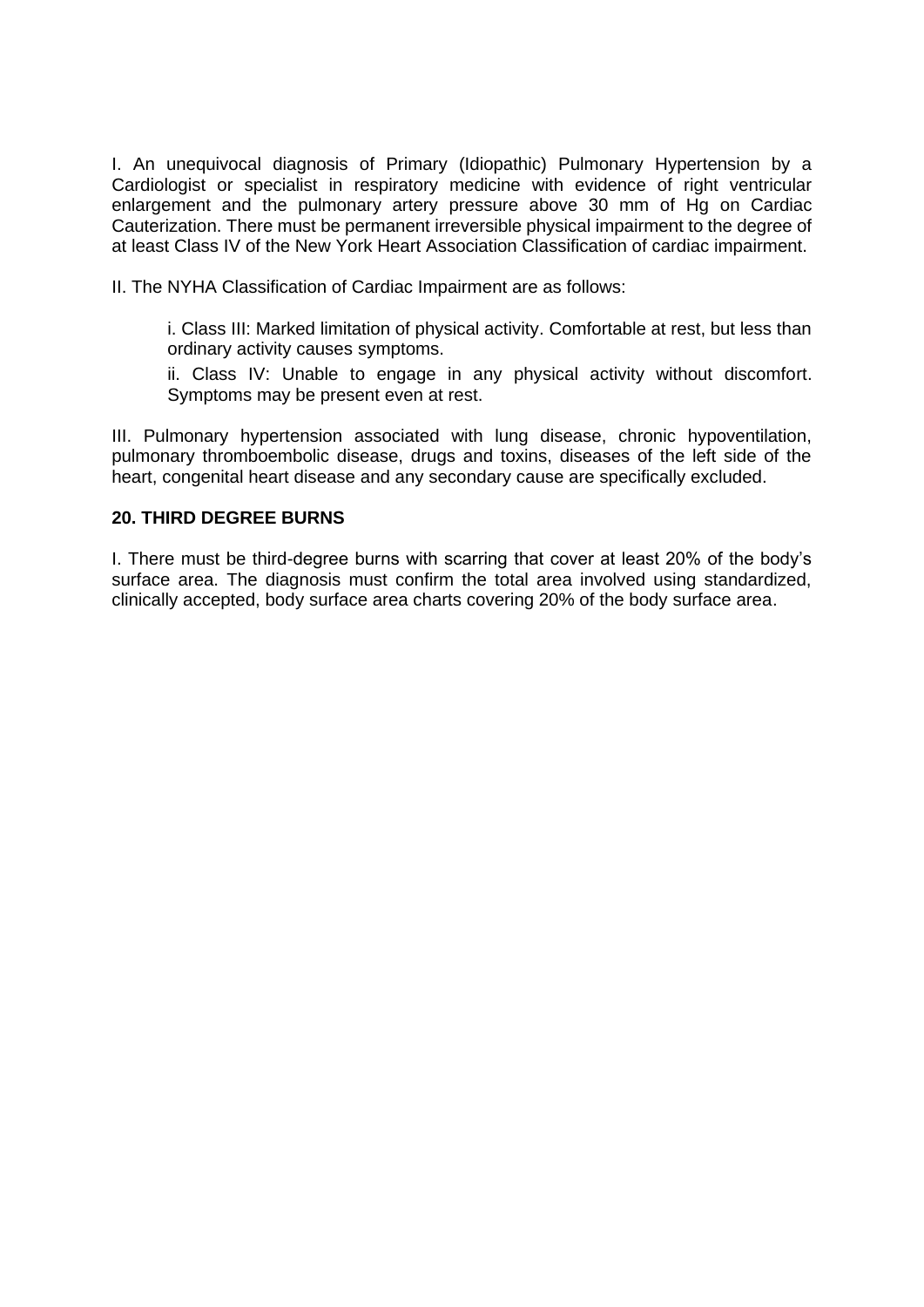I. An unequivocal diagnosis of Primary (Idiopathic) Pulmonary Hypertension by a Cardiologist or specialist in respiratory medicine with evidence of right ventricular enlargement and the pulmonary artery pressure above 30 mm of Hg on Cardiac Cauterization. There must be permanent irreversible physical impairment to the degree of at least Class IV of the New York Heart Association Classification of cardiac impairment.

II. The NYHA Classification of Cardiac Impairment are as follows:

> i. Class III: Marked limitation of physical activity. Comfortable at rest, but less than ordinary activity causes symptoms.
>
> ii. Class IV: Unable to engage in any physical activity without discomfort. Symptoms may be present even at rest.

III. Pulmonary hypertension associated with lung disease, chronic hypoventilation, pulmonary thromboembolic disease, drugs and toxins, diseases of the left side of the heart, congenital heart disease and any secondary cause are specifically excluded.

**20. THIRD DEGREE BURNS**

I. There must be third-degree burns with scarring that cover at least 20% of the body's surface area. The diagnosis must confirm the total area involved using standardized, clinically accepted, body surface area charts covering 20% of the body surface area.